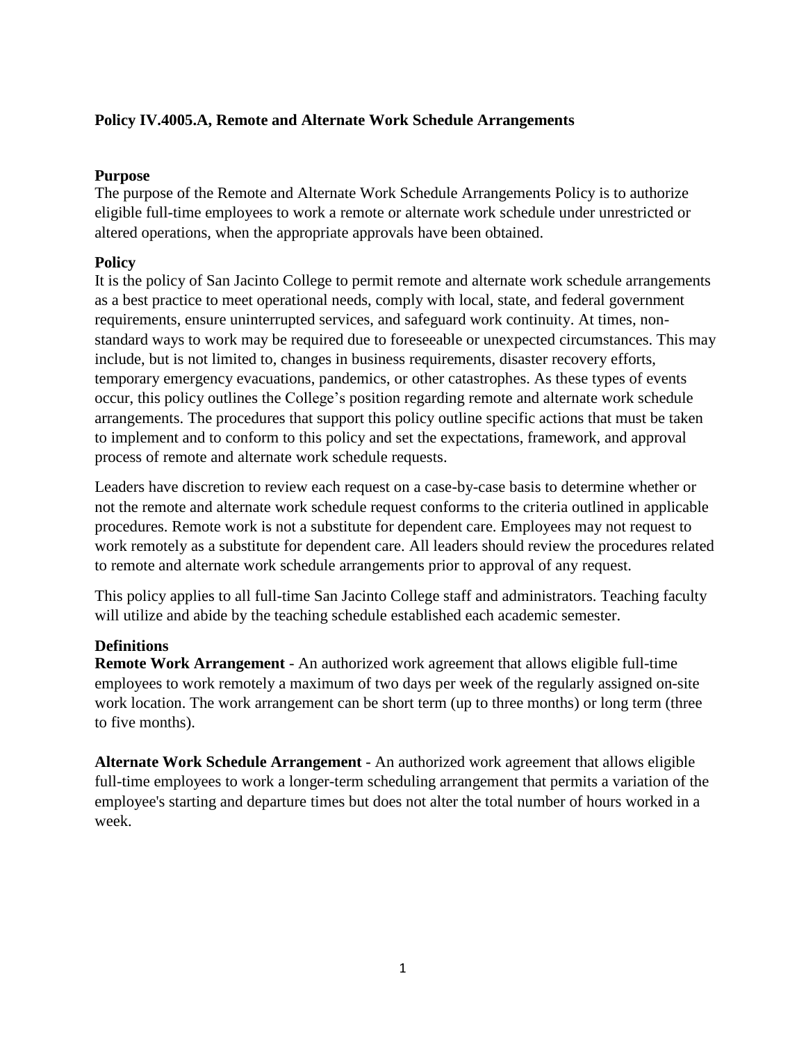# Policy IV.4005.A, Remote and Alternate Work Schedule Arrangements

## Purpose

The purpose of the Remote and Alternate Work Schedule Arrangements Policy is to authorize eligible full-time employees to work a remote or alternate work schedule under unrestricted or altered operations, when the appropriate approvals have been obtained.

## Policy

It is the policy of San Jacinto College to permit remote and alternate work schedule arrangements as a best practice to meet operational needs, comply with local, state, and federal government requirements, ensure uninterrupted services, and safeguard work continuity. At times, non-standard ways to work may be required due to foreseeable or unexpected circumstances. This may include, but is not limited to, changes in business requirements, disaster recovery efforts, temporary emergency evacuations, pandemics, or other catastrophes. As these types of events occur, this policy outlines the College's position regarding remote and alternate work schedule arrangements. The procedures that support this policy outline specific actions that must be taken to implement and to conform to this policy and set the expectations, framework, and approval process of remote and alternate work schedule requests.

Leaders have discretion to review each request on a case-by-case basis to determine whether or not the remote and alternate work schedule request conforms to the criteria outlined in applicable procedures. Remote work is not a substitute for dependent care. Employees may not request to work remotely as a substitute for dependent care. All leaders should review the procedures related to remote and alternate work schedule arrangements prior to approval of any request.

This policy applies to all full-time San Jacinto College staff and administrators. Teaching faculty will utilize and abide by the teaching schedule established each academic semester.

## Definitions

**Remote Work Arrangement** - An authorized work agreement that allows eligible full-time employees to work remotely a maximum of two days per week of the regularly assigned on-site work location. The work arrangement can be short term (up to three months) or long term (three to five months).

**Alternate Work Schedule Arrangement** - An authorized work agreement that allows eligible full-time employees to work a longer-term scheduling arrangement that permits a variation of the employee's starting and departure times but does not alter the total number of hours worked in a week.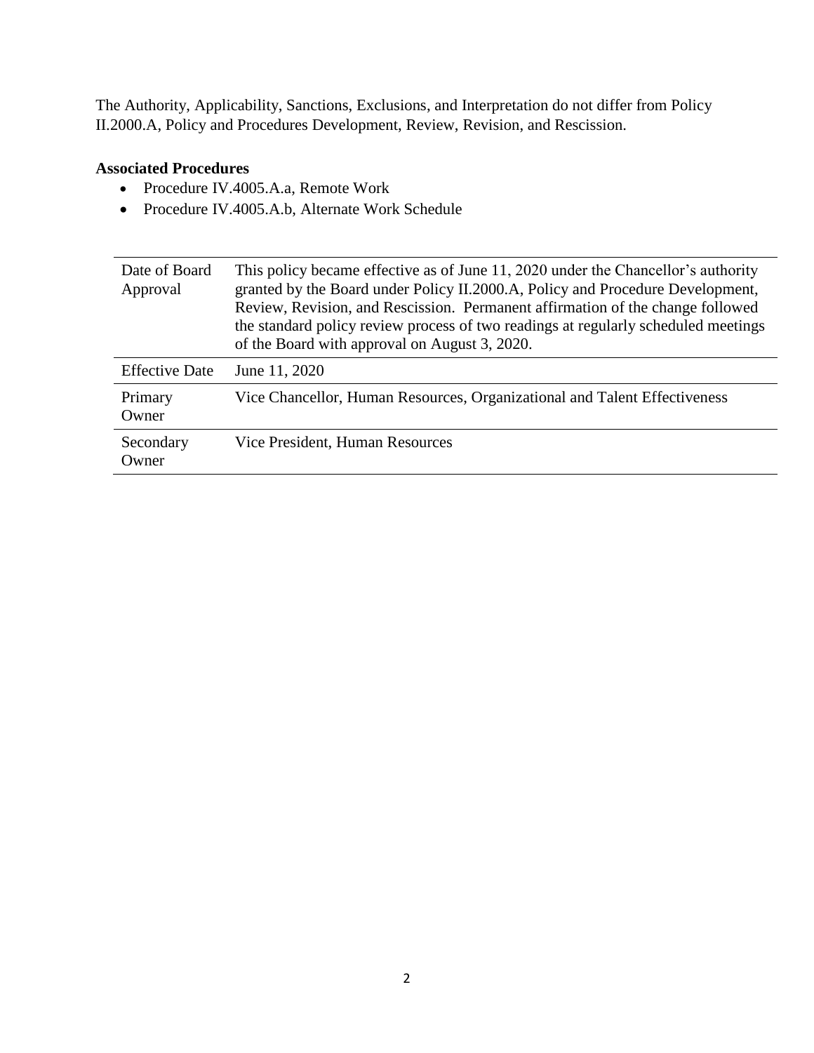The Authority, Applicability, Sanctions, Exclusions, and Interpretation do not differ from Policy II.2000.A, Policy and Procedures Development, Review, Revision, and Rescission.

**Associated Procedures**

- Procedure IV.4005.A.a, Remote Work
- Procedure IV.4005.A.b, Alternate Work Schedule

| | |
|---|---|
| Date of Board Approval | This policy became effective as of June 11, 2020 under the Chancellor's authority granted by the Board under Policy II.2000.A, Policy and Procedure Development, Review, Revision, and Rescission. Permanent affirmation of the change followed the standard policy review process of two readings at regularly scheduled meetings of the Board with approval on August 3, 2020. |
| Effective Date | June 11, 2020 |
| Primary Owner | Vice Chancellor, Human Resources, Organizational and Talent Effectiveness |
| Secondary Owner | Vice President, Human Resources |